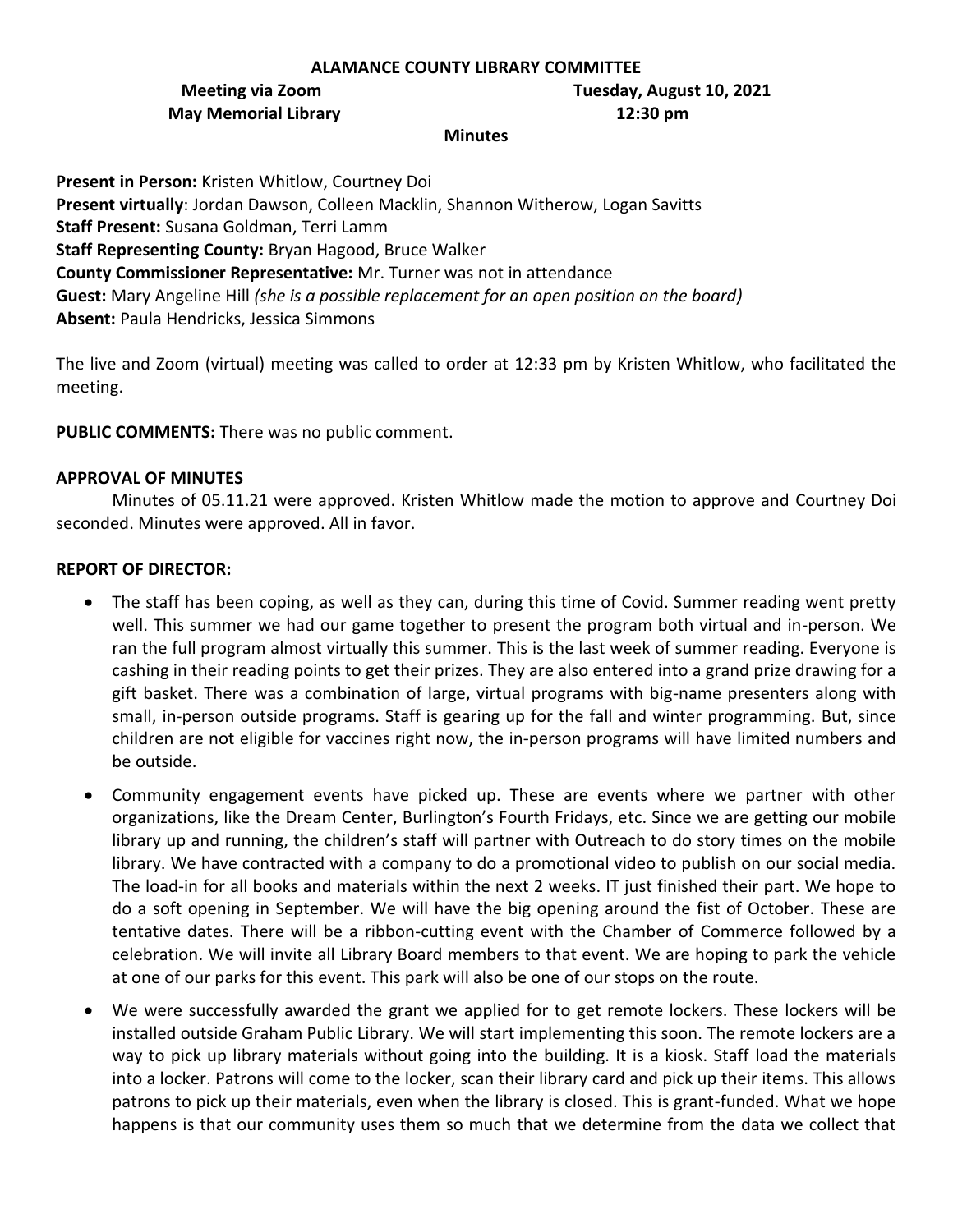**ALAMANCE COUNTY LIBRARY COMMITTEE**

**Meeting via Zoom** **Tuesday, August 10, 2021**
**May Memorial Library** **12:30 pm**

**Minutes**

**Present in Person:** Kristen Whitlow, Courtney Doi
**Present virtually**: Jordan Dawson, Colleen Macklin, Shannon Witherow, Logan Savitts
**Staff Present:** Susana Goldman, Terri Lamm
**Staff Representing County:** Bryan Hagood, Bruce Walker
**County Commissioner Representative:** Mr. Turner was not in attendance
**Guest:** Mary Angeline Hill *(she is a possible replacement for an open position on the board)*
**Absent:** Paula Hendricks, Jessica Simmons

The live and Zoom (virtual) meeting was called to order at 12:33 pm by Kristen Whitlow, who facilitated the meeting.

**PUBLIC COMMENTS:** There was no public comment.

**APPROVAL OF MINUTES**

Minutes of 05.11.21 were approved. Kristen Whitlow made the motion to approve and Courtney Doi seconded. Minutes were approved. All in favor.

**REPORT OF DIRECTOR:**

- The staff has been coping, as well as they can, during this time of Covid. Summer reading went pretty well. This summer we had our game together to present the program both virtual and in-person. We ran the full program almost virtually this summer. This is the last week of summer reading. Everyone is cashing in their reading points to get their prizes. They are also entered into a grand prize drawing for a gift basket. There was a combination of large, virtual programs with big-name presenters along with small, in-person outside programs. Staff is gearing up for the fall and winter programming. But, since children are not eligible for vaccines right now, the in-person programs will have limited numbers and be outside.
- Community engagement events have picked up. These are events where we partner with other organizations, like the Dream Center, Burlington's Fourth Fridays, etc. Since we are getting our mobile library up and running, the children's staff will partner with Outreach to do story times on the mobile library. We have contracted with a company to do a promotional video to publish on our social media. The load-in for all books and materials within the next 2 weeks. IT just finished their part. We hope to do a soft opening in September. We will have the big opening around the fist of October. These are tentative dates. There will be a ribbon-cutting event with the Chamber of Commerce followed by a celebration. We will invite all Library Board members to that event. We are hoping to park the vehicle at one of our parks for this event. This park will also be one of our stops on the route.
- We were successfully awarded the grant we applied for to get remote lockers. These lockers will be installed outside Graham Public Library. We will start implementing this soon. The remote lockers are a way to pick up library materials without going into the building. It is a kiosk. Staff load the materials into a locker. Patrons will come to the locker, scan their library card and pick up their items. This allows patrons to pick up their materials, even when the library is closed. This is grant-funded. What we hope happens is that our community uses them so much that we determine from the data we collect that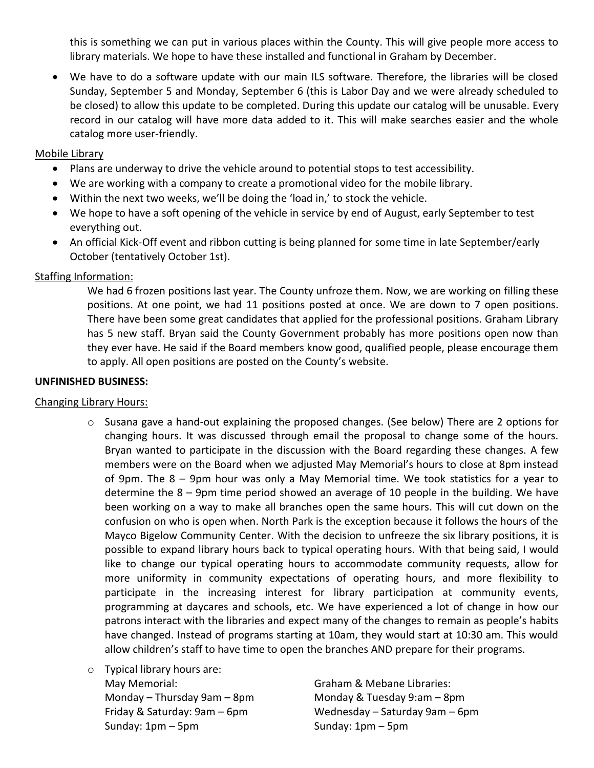this is something we can put in various places within the County. This will give people more access to library materials. We hope to have these installed and functional in Graham by December.

- We have to do a software update with our main ILS software. Therefore, the libraries will be closed Sunday, September 5 and Monday, September 6 (this is Labor Day and we were already scheduled to be closed) to allow this update to be completed. During this update our catalog will be unusable. Every record in our catalog will have more data added to it. This will make searches easier and the whole catalog more user-friendly.

Mobile Library

- Plans are underway to drive the vehicle around to potential stops to test accessibility.
- We are working with a company to create a promotional video for the mobile library.
- Within the next two weeks, we'll be doing the 'load in,' to stock the vehicle.
- We hope to have a soft opening of the vehicle in service by end of August, early September to test everything out.
- An official Kick-Off event and ribbon cutting is being planned for some time in late September/early October (tentatively October 1st).

Staffing Information:

We had 6 frozen positions last year. The County unfroze them. Now, we are working on filling these positions. At one point, we had 11 positions posted at once. We are down to 7 open positions. There have been some great candidates that applied for the professional positions. Graham Library has 5 new staff. Bryan said the County Government probably has more positions open now than they ever have. He said if the Board members know good, qualified people, please encourage them to apply. All open positions are posted on the County's website.

**UNFINISHED BUSINESS:**

Changing Library Hours:

- Susana gave a hand-out explaining the proposed changes. (See below) There are 2 options for changing hours. It was discussed through email the proposal to change some of the hours. Bryan wanted to participate in the discussion with the Board regarding these changes. A few members were on the Board when we adjusted May Memorial's hours to close at 8pm instead of 9pm. The 8 – 9pm hour was only a May Memorial time. We took statistics for a year to determine the 8 – 9pm time period showed an average of 10 people in the building. We have been working on a way to make all branches open the same hours. This will cut down on the confusion on who is open when. North Park is the exception because it follows the hours of the Mayco Bigelow Community Center. With the decision to unfreeze the six library positions, it is possible to expand library hours back to typical operating hours. With that being said, I would like to change our typical operating hours to accommodate community requests, allow for more uniformity in community expectations of operating hours, and more flexibility to participate in the increasing interest for library participation at community events, programming at daycares and schools, etc. We have experienced a lot of change in how our patrons interact with the libraries and expect many of the changes to remain as people's habits have changed. Instead of programs starting at 10am, they would start at 10:30 am. This would allow children's staff to have time to open the branches AND prepare for their programs.
- Typical library hours are:

| May Memorial: | Graham & Mebane Libraries: |
|---|---|
| Monday – Thursday 9am – 8pm | Monday & Tuesday 9:am – 8pm |
| Friday & Saturday: 9am – 6pm | Wednesday – Saturday 9am – 6pm |
| Sunday: 1pm – 5pm | Sunday: 1pm – 5pm |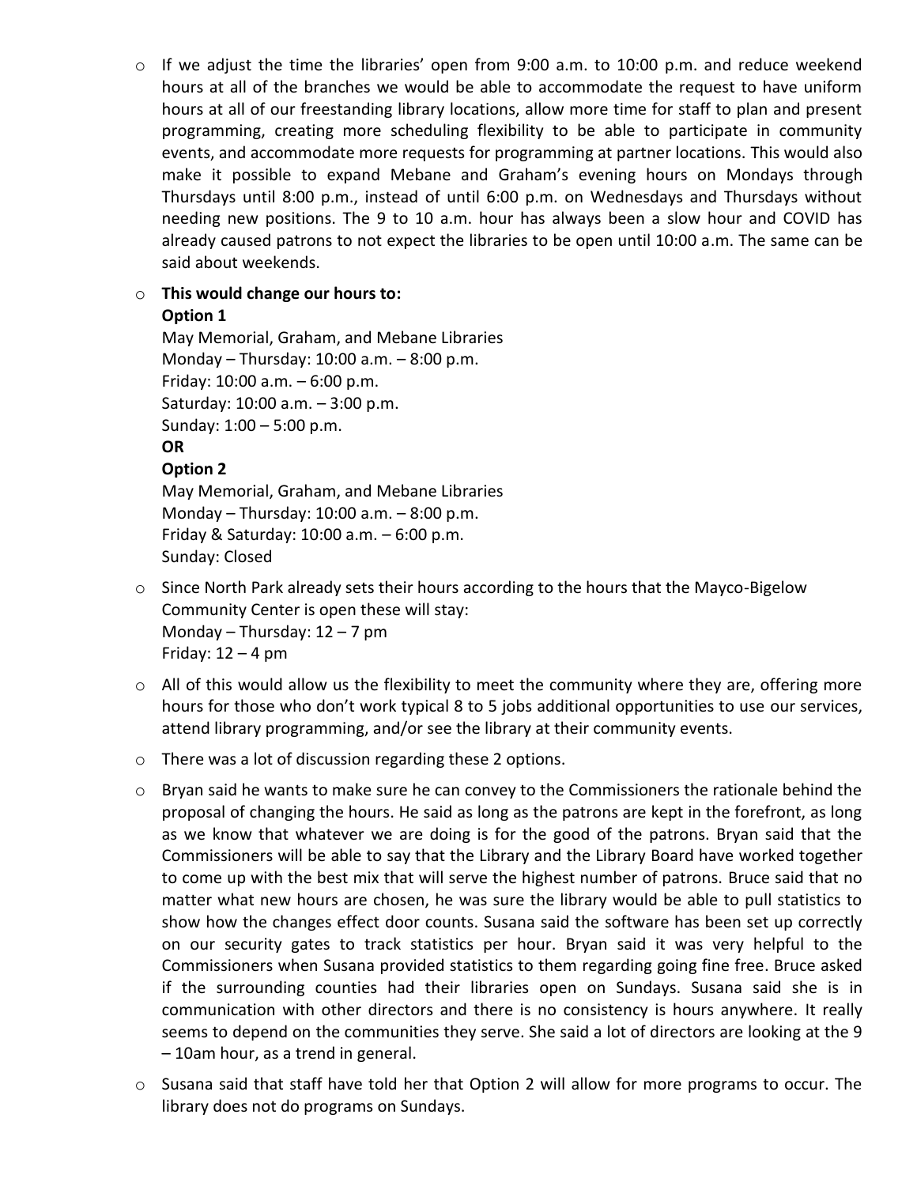- If we adjust the time the libraries' open from 9:00 a.m. to 10:00 p.m. and reduce weekend hours at all of the branches we would be able to accommodate the request to have uniform hours at all of our freestanding library locations, allow more time for staff to plan and present programming, creating more scheduling flexibility to be able to participate in community events, and accommodate more requests for programming at partner locations. This would also make it possible to expand Mebane and Graham's evening hours on Mondays through Thursdays until 8:00 p.m., instead of until 6:00 p.m. on Wednesdays and Thursdays without needing new positions. The 9 to 10 a.m. hour has always been a slow hour and COVID has already caused patrons to not expect the libraries to be open until 10:00 a.m. The same can be said about weekends.
- **This would change our hours to:**
  **Option 1**
  May Memorial, Graham, and Mebane Libraries
  Monday – Thursday: 10:00 a.m. – 8:00 p.m.
  Friday: 10:00 a.m. – 6:00 p.m.
  Saturday: 10:00 a.m. – 3:00 p.m.
  Sunday: 1:00 – 5:00 p.m.
  **OR**
  **Option 2**
  May Memorial, Graham, and Mebane Libraries
  Monday – Thursday: 10:00 a.m. – 8:00 p.m.
  Friday & Saturday: 10:00 a.m. – 6:00 p.m.
  Sunday: Closed
- Since North Park already sets their hours according to the hours that the Mayco-Bigelow Community Center is open these will stay:
  Monday – Thursday: 12 – 7 pm
  Friday: 12 – 4 pm
- All of this would allow us the flexibility to meet the community where they are, offering more hours for those who don't work typical 8 to 5 jobs additional opportunities to use our services, attend library programming, and/or see the library at their community events.
- There was a lot of discussion regarding these 2 options.
- Bryan said he wants to make sure he can convey to the Commissioners the rationale behind the proposal of changing the hours. He said as long as the patrons are kept in the forefront, as long as we know that whatever we are doing is for the good of the patrons. Bryan said that the Commissioners will be able to say that the Library and the Library Board have worked together to come up with the best mix that will serve the highest number of patrons. Bruce said that no matter what new hours are chosen, he was sure the library would be able to pull statistics to show how the changes effect door counts. Susana said the software has been set up correctly on our security gates to track statistics per hour. Bryan said it was very helpful to the Commissioners when Susana provided statistics to them regarding going fine free. Bruce asked if the surrounding counties had their libraries open on Sundays. Susana said she is in communication with other directors and there is no consistency is hours anywhere. It really seems to depend on the communities they serve. She said a lot of directors are looking at the 9 – 10am hour, as a trend in general.
- Susana said that staff have told her that Option 2 will allow for more programs to occur. The library does not do programs on Sundays.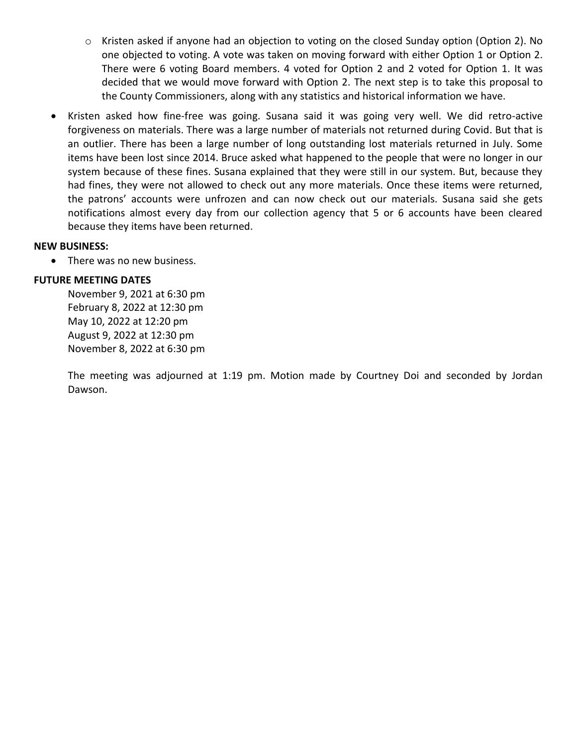- Kristen asked if anyone had an objection to voting on the closed Sunday option (Option 2). No one objected to voting. A vote was taken on moving forward with either Option 1 or Option 2. There were 6 voting Board members. 4 voted for Option 2 and 2 voted for Option 1. It was decided that we would move forward with Option 2. The next step is to take this proposal to the County Commissioners, along with any statistics and historical information we have.

- Kristen asked how fine-free was going. Susana said it was going very well. We did retro-active forgiveness on materials. There was a large number of materials not returned during Covid. But that is an outlier. There has been a large number of long outstanding lost materials returned in July. Some items have been lost since 2014. Bruce asked what happened to the people that were no longer in our system because of these fines. Susana explained that they were still in our system. But, because they had fines, they were not allowed to check out any more materials. Once these items were returned, the patrons' accounts were unfrozen and can now check out our materials. Susana said she gets notifications almost every day from our collection agency that 5 or 6 accounts have been cleared because they items have been returned.

**NEW BUSINESS:**

- There was no new business.

**FUTURE MEETING DATES**

November 9, 2021 at 6:30 pm
February 8, 2022 at 12:30 pm
May 10, 2022 at 12:20 pm
August 9, 2022 at 12:30 pm
November 8, 2022 at 6:30 pm

The meeting was adjourned at 1:19 pm. Motion made by Courtney Doi and seconded by Jordan Dawson.